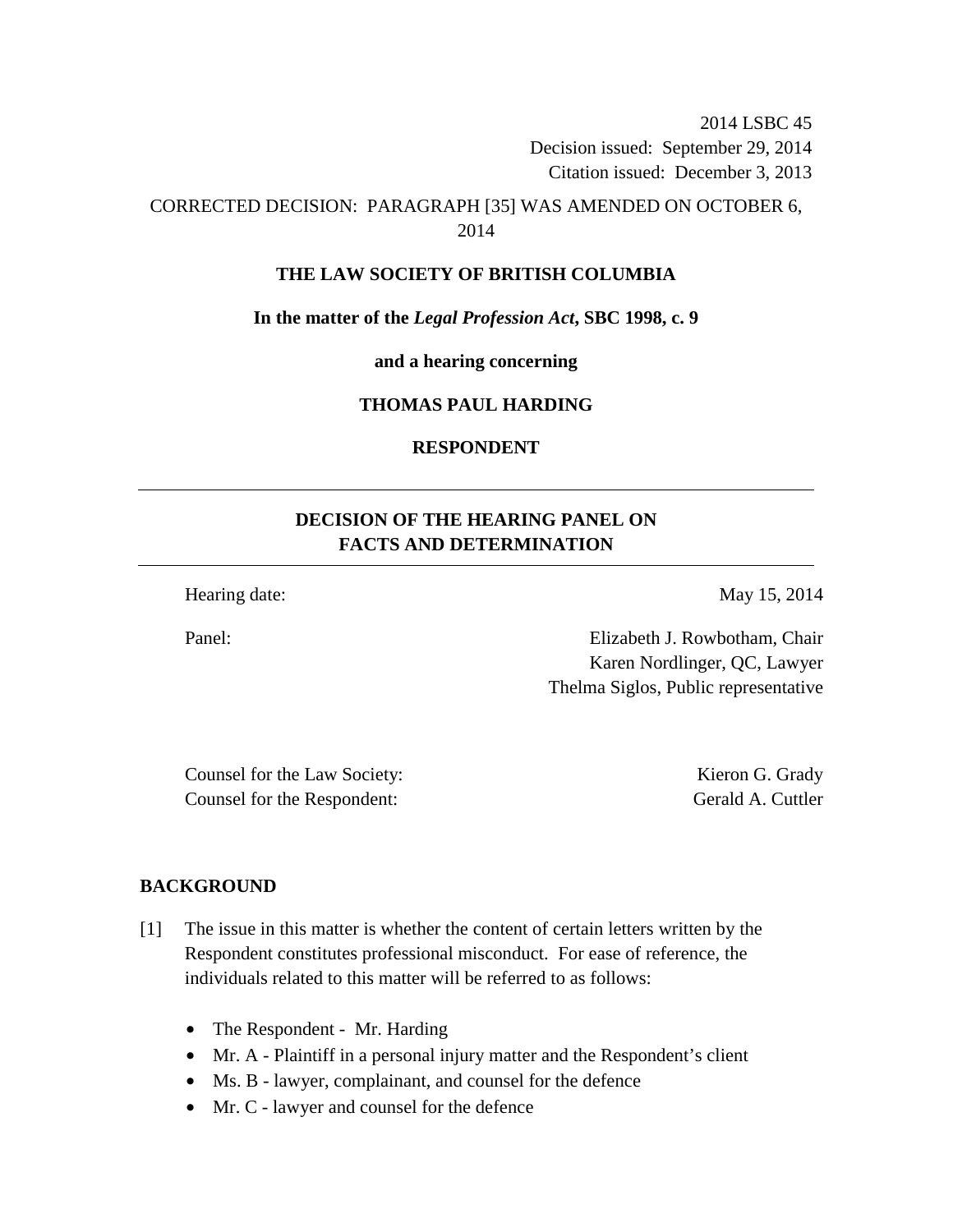2014 LSBC 45
Decision issued: September 29, 2014
Citation issued: December 3, 2013

CORRECTED DECISION: PARAGRAPH [35] WAS AMENDED ON OCTOBER 6, 2014

**THE LAW SOCIETY OF BRITISH COLUMBIA**

**In the matter of the *Legal Profession Act*, SBC 1998, c. 9**

**and a hearing concerning**

**THOMAS PAUL HARDING**

**RESPONDENT**

---

## DECISION OF THE HEARING PANEL ON FACTS AND DETERMINATION

---

Hearing date: May 15, 2014

Panel: Elizabeth J. Rowbotham, Chair
Karen Nordlinger, QC, Lawyer
Thelma Siglos, Public representative

Counsel for the Law Society: Kieron G. Grady
Counsel for the Respondent: Gerald A. Cuttler

## BACKGROUND

[1] The issue in this matter is whether the content of certain letters written by the Respondent constitutes professional misconduct. For ease of reference, the individuals related to this matter will be referred to as follows:

- The Respondent - Mr. Harding
- Mr. A - Plaintiff in a personal injury matter and the Respondent's client
- Ms. B - lawyer, complainant, and counsel for the defence
- Mr. C - lawyer and counsel for the defence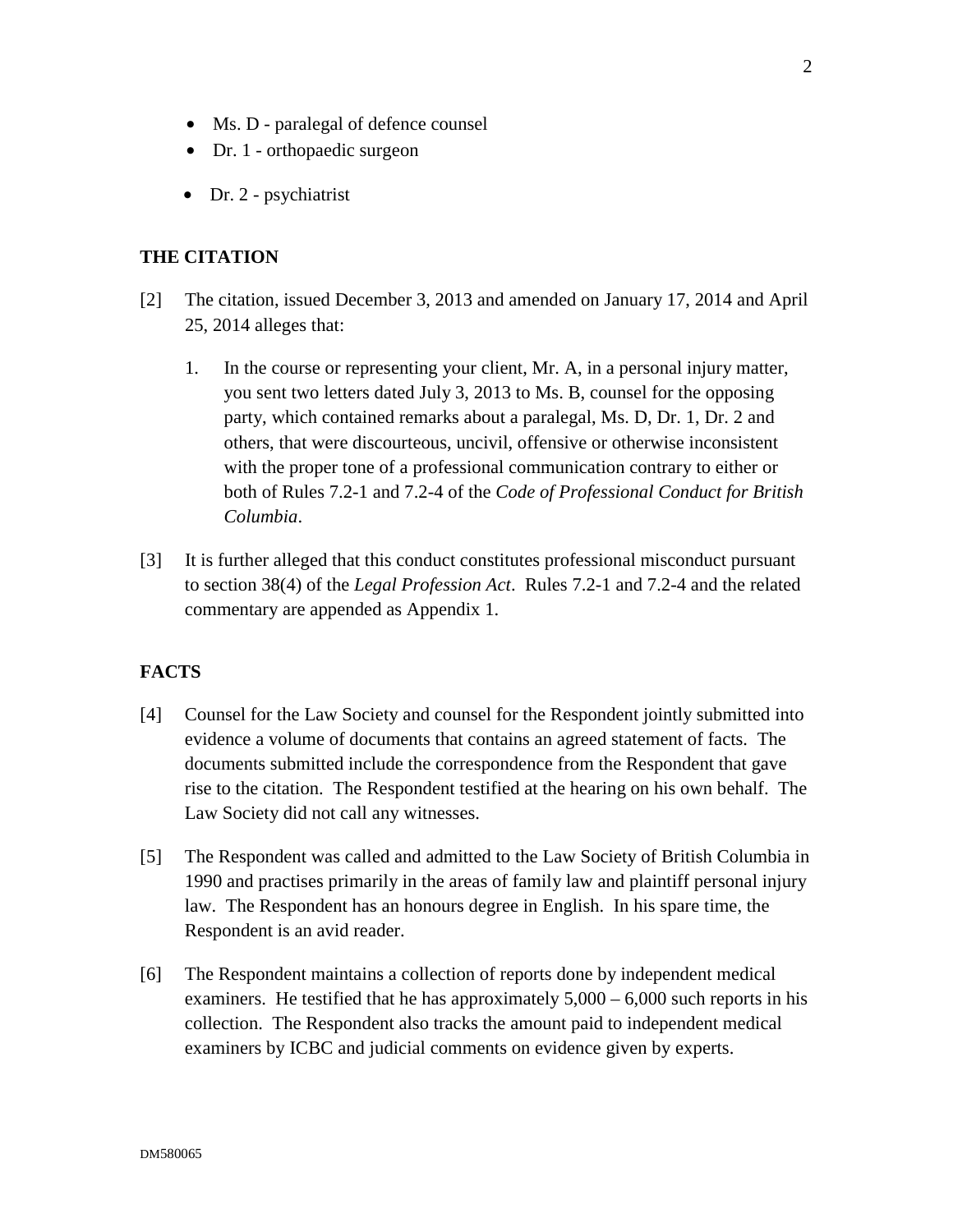- Ms. D - paralegal of defence counsel
- Dr. 1 - orthopaedic surgeon
- Dr. 2 - psychiatrist

## THE CITATION

[2] The citation, issued December 3, 2013 and amended on January 17, 2014 and April 25, 2014 alleges that:

1. In the course or representing your client, Mr. A, in a personal injury matter, you sent two letters dated July 3, 2013 to Ms. B, counsel for the opposing party, which contained remarks about a paralegal, Ms. D, Dr. 1, Dr. 2 and others, that were discourteous, uncivil, offensive or otherwise inconsistent with the proper tone of a professional communication contrary to either or both of Rules 7.2-1 and 7.2-4 of the *Code of Professional Conduct for British Columbia*.

[3] It is further alleged that this conduct constitutes professional misconduct pursuant to section 38(4) of the *Legal Profession Act*. Rules 7.2-1 and 7.2-4 and the related commentary are appended as Appendix 1.

## FACTS

[4] Counsel for the Law Society and counsel for the Respondent jointly submitted into evidence a volume of documents that contains an agreed statement of facts. The documents submitted include the correspondence from the Respondent that gave rise to the citation. The Respondent testified at the hearing on his own behalf. The Law Society did not call any witnesses.

[5] The Respondent was called and admitted to the Law Society of British Columbia in 1990 and practises primarily in the areas of family law and plaintiff personal injury law. The Respondent has an honours degree in English. In his spare time, the Respondent is an avid reader.

[6] The Respondent maintains a collection of reports done by independent medical examiners. He testified that he has approximately 5,000 – 6,000 such reports in his collection. The Respondent also tracks the amount paid to independent medical examiners by ICBC and judicial comments on evidence given by experts.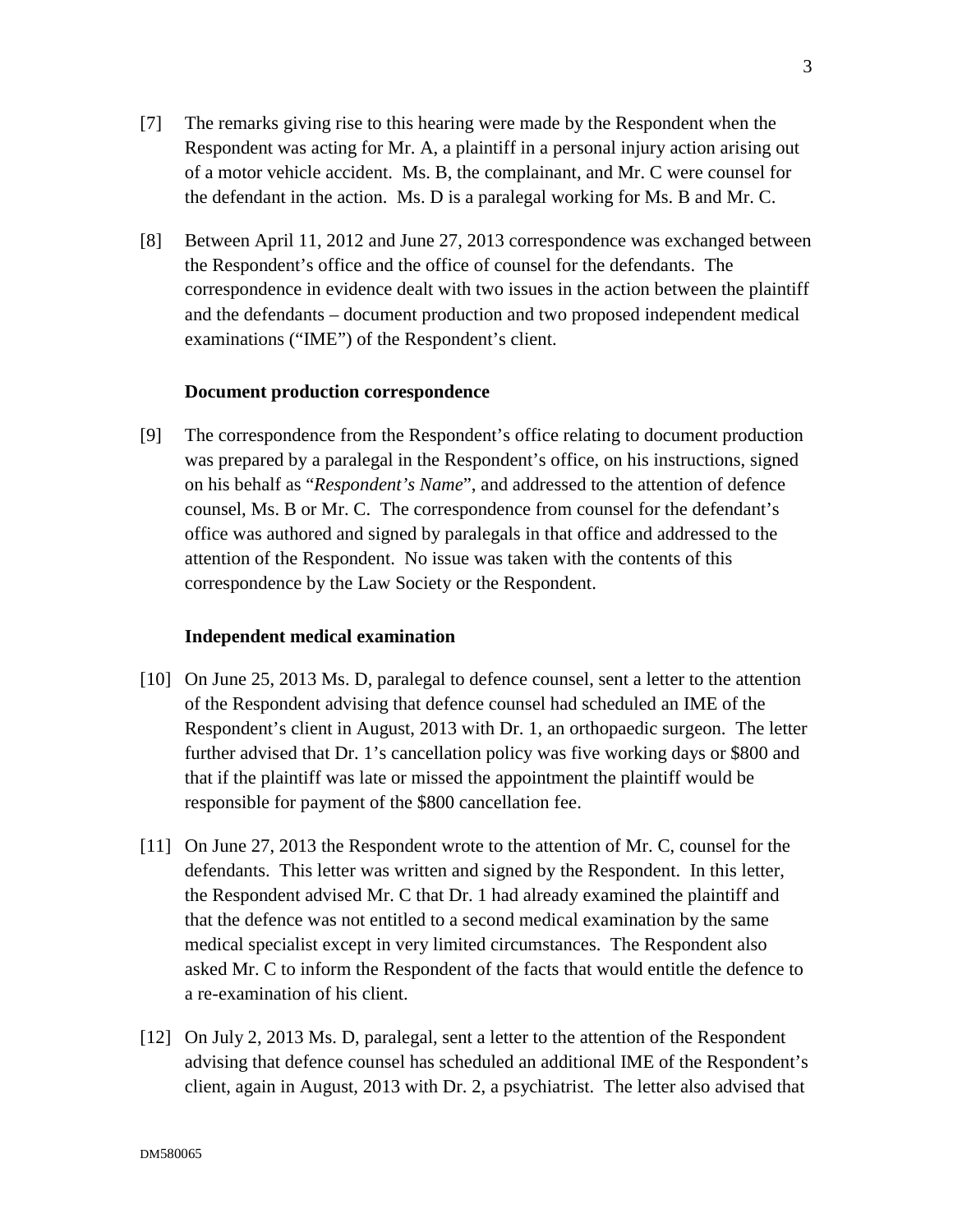[7] The remarks giving rise to this hearing were made by the Respondent when the Respondent was acting for Mr. A, a plaintiff in a personal injury action arising out of a motor vehicle accident. Ms. B, the complainant, and Mr. C were counsel for the defendant in the action. Ms. D is a paralegal working for Ms. B and Mr. C.

[8] Between April 11, 2012 and June 27, 2013 correspondence was exchanged between the Respondent's office and the office of counsel for the defendants. The correspondence in evidence dealt with two issues in the action between the plaintiff and the defendants – document production and two proposed independent medical examinations ("IME") of the Respondent's client.

**Document production correspondence**

[9] The correspondence from the Respondent's office relating to document production was prepared by a paralegal in the Respondent's office, on his instructions, signed on his behalf as "*Respondent's Name*", and addressed to the attention of defence counsel, Ms. B or Mr. C. The correspondence from counsel for the defendant's office was authored and signed by paralegals in that office and addressed to the attention of the Respondent. No issue was taken with the contents of this correspondence by the Law Society or the Respondent.

**Independent medical examination**

[10] On June 25, 2013 Ms. D, paralegal to defence counsel, sent a letter to the attention of the Respondent advising that defence counsel had scheduled an IME of the Respondent's client in August, 2013 with Dr. 1, an orthopaedic surgeon. The letter further advised that Dr. 1's cancellation policy was five working days or $800 and that if the plaintiff was late or missed the appointment the plaintiff would be responsible for payment of the $800 cancellation fee.

[11] On June 27, 2013 the Respondent wrote to the attention of Mr. C, counsel for the defendants. This letter was written and signed by the Respondent. In this letter, the Respondent advised Mr. C that Dr. 1 had already examined the plaintiff and that the defence was not entitled to a second medical examination by the same medical specialist except in very limited circumstances. The Respondent also asked Mr. C to inform the Respondent of the facts that would entitle the defence to a re-examination of his client.

[12] On July 2, 2013 Ms. D, paralegal, sent a letter to the attention of the Respondent advising that defence counsel has scheduled an additional IME of the Respondent's client, again in August, 2013 with Dr. 2, a psychiatrist. The letter also advised that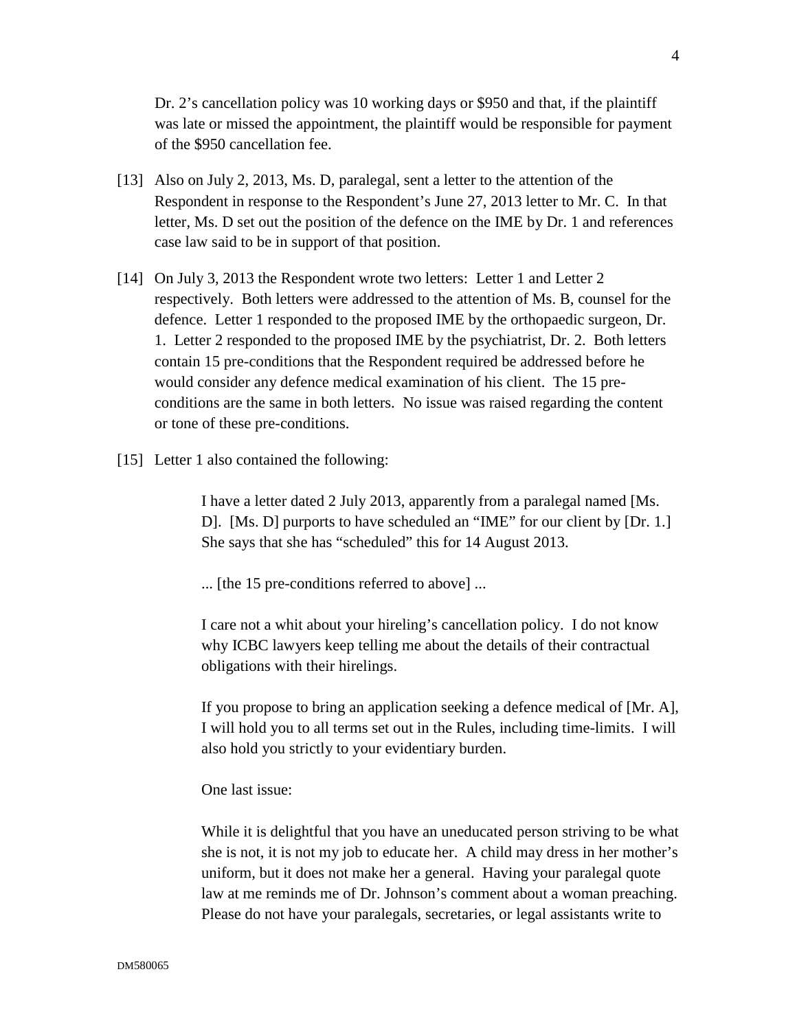Dr. 2's cancellation policy was 10 working days or $950 and that, if the plaintiff was late or missed the appointment, the plaintiff would be responsible for payment of the $950 cancellation fee.

[13] Also on July 2, 2013, Ms. D, paralegal, sent a letter to the attention of the Respondent in response to the Respondent's June 27, 2013 letter to Mr. C. In that letter, Ms. D set out the position of the defence on the IME by Dr. 1 and references case law said to be in support of that position.

[14] On July 3, 2013 the Respondent wrote two letters: Letter 1 and Letter 2 respectively. Both letters were addressed to the attention of Ms. B, counsel for the defence. Letter 1 responded to the proposed IME by the orthopaedic surgeon, Dr. 1. Letter 2 responded to the proposed IME by the psychiatrist, Dr. 2. Both letters contain 15 pre-conditions that the Respondent required be addressed before he would consider any defence medical examination of his client. The 15 pre-conditions are the same in both letters. No issue was raised regarding the content or tone of these pre-conditions.

[15] Letter 1 also contained the following:

> I have a letter dated 2 July 2013, apparently from a paralegal named [Ms. D]. [Ms. D] purports to have scheduled an "IME" for our client by [Dr. 1.] She says that she has "scheduled" this for 14 August 2013.
>
> ... [the 15 pre-conditions referred to above] ...
>
> I care not a whit about your hireling's cancellation policy. I do not know why ICBC lawyers keep telling me about the details of their contractual obligations with their hirelings.
>
> If you propose to bring an application seeking a defence medical of [Mr. A], I will hold you to all terms set out in the Rules, including time-limits. I will also hold you strictly to your evidentiary burden.
>
> One last issue:
>
> While it is delightful that you have an uneducated person striving to be what she is not, it is not my job to educate her. A child may dress in her mother's uniform, but it does not make her a general. Having your paralegal quote law at me reminds me of Dr. Johnson's comment about a woman preaching. Please do not have your paralegals, secretaries, or legal assistants write to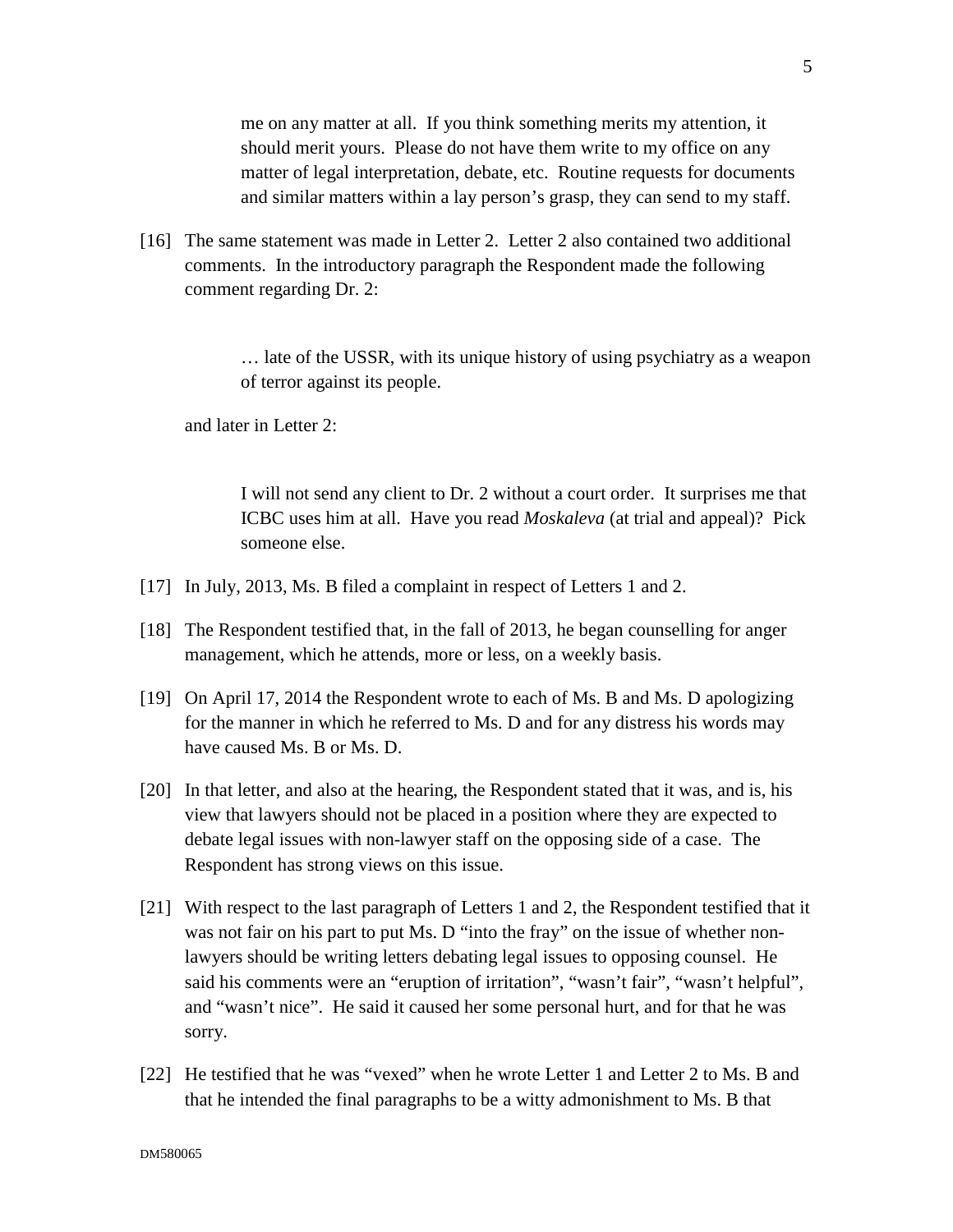> me on any matter at all. If you think something merits my attention, it should merit yours. Please do not have them write to my office on any matter of legal interpretation, debate, etc. Routine requests for documents and similar matters within a lay person's grasp, they can send to my staff.

[16] The same statement was made in Letter 2. Letter 2 also contained two additional comments. In the introductory paragraph the Respondent made the following comment regarding Dr. 2:

> … late of the USSR, with its unique history of using psychiatry as a weapon of terror against its people.

and later in Letter 2:

> I will not send any client to Dr. 2 without a court order. It surprises me that ICBC uses him at all. Have you read *Moskaleva* (at trial and appeal)? Pick someone else.

[17] In July, 2013, Ms. B filed a complaint in respect of Letters 1 and 2.

[18] The Respondent testified that, in the fall of 2013, he began counselling for anger management, which he attends, more or less, on a weekly basis.

[19] On April 17, 2014 the Respondent wrote to each of Ms. B and Ms. D apologizing for the manner in which he referred to Ms. D and for any distress his words may have caused Ms. B or Ms. D.

[20] In that letter, and also at the hearing, the Respondent stated that it was, and is, his view that lawyers should not be placed in a position where they are expected to debate legal issues with non-lawyer staff on the opposing side of a case. The Respondent has strong views on this issue.

[21] With respect to the last paragraph of Letters 1 and 2, the Respondent testified that it was not fair on his part to put Ms. D "into the fray" on the issue of whether non-lawyers should be writing letters debating legal issues to opposing counsel. He said his comments were an "eruption of irritation", "wasn't fair", "wasn't helpful", and "wasn't nice". He said it caused her some personal hurt, and for that he was sorry.

[22] He testified that he was "vexed" when he wrote Letter 1 and Letter 2 to Ms. B and that he intended the final paragraphs to be a witty admonishment to Ms. B that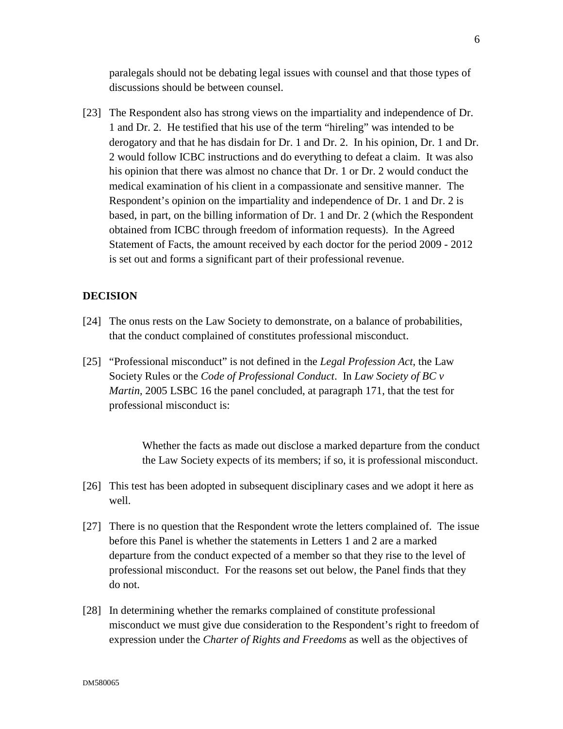paralegals should not be debating legal issues with counsel and that those types of discussions should be between counsel.

[23] The Respondent also has strong views on the impartiality and independence of Dr. 1 and Dr. 2. He testified that his use of the term "hireling" was intended to be derogatory and that he has disdain for Dr. 1 and Dr. 2. In his opinion, Dr. 1 and Dr. 2 would follow ICBC instructions and do everything to defeat a claim. It was also his opinion that there was almost no chance that Dr. 1 or Dr. 2 would conduct the medical examination of his client in a compassionate and sensitive manner. The Respondent's opinion on the impartiality and independence of Dr. 1 and Dr. 2 is based, in part, on the billing information of Dr. 1 and Dr. 2 (which the Respondent obtained from ICBC through freedom of information requests). In the Agreed Statement of Facts, the amount received by each doctor for the period 2009 - 2012 is set out and forms a significant part of their professional revenue.

## DECISION

[24] The onus rests on the Law Society to demonstrate, on a balance of probabilities, that the conduct complained of constitutes professional misconduct.

[25] "Professional misconduct" is not defined in the *Legal Profession Act*, the Law Society Rules or the *Code of Professional Conduct*. In *Law Society of BC v Martin*, 2005 LSBC 16 the panel concluded, at paragraph 171, that the test for professional misconduct is:

> Whether the facts as made out disclose a marked departure from the conduct the Law Society expects of its members; if so, it is professional misconduct.

[26] This test has been adopted in subsequent disciplinary cases and we adopt it here as well.

[27] There is no question that the Respondent wrote the letters complained of. The issue before this Panel is whether the statements in Letters 1 and 2 are a marked departure from the conduct expected of a member so that they rise to the level of professional misconduct. For the reasons set out below, the Panel finds that they do not.

[28] In determining whether the remarks complained of constitute professional misconduct we must give due consideration to the Respondent's right to freedom of expression under the *Charter of Rights and Freedoms* as well as the objectives of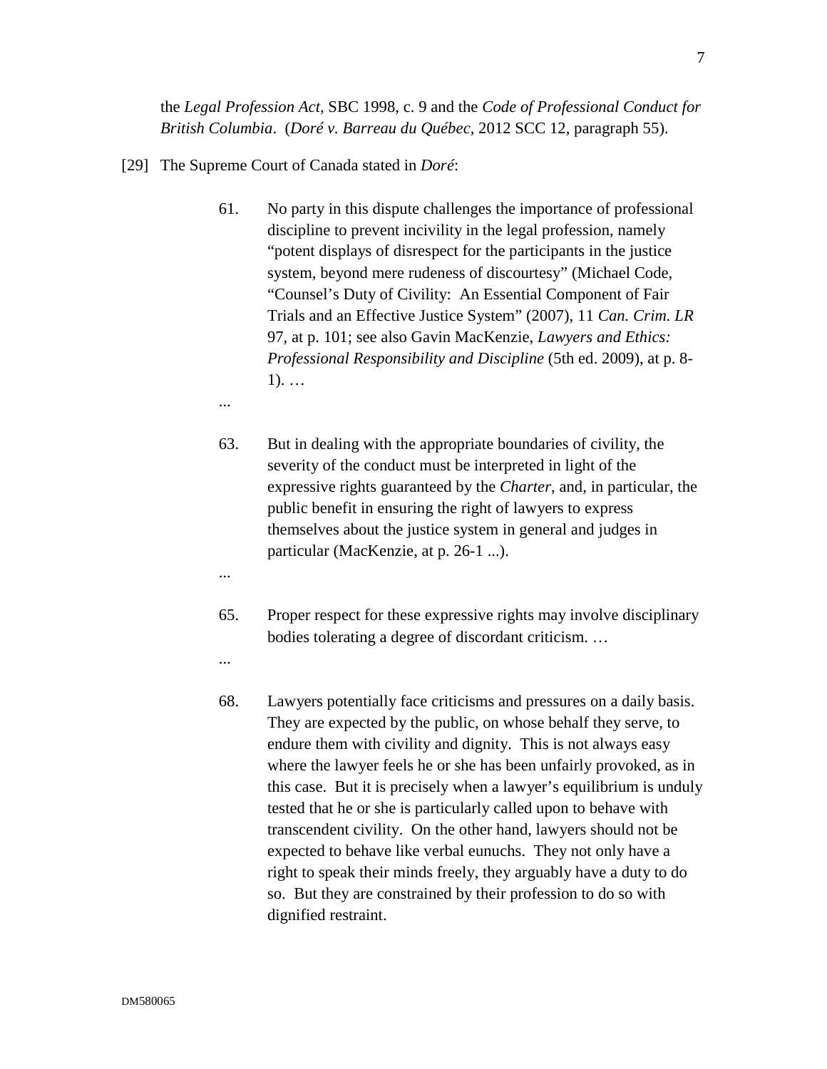the *Legal Profession Act*, SBC 1998, c. 9 and the *Code of Professional Conduct for British Columbia*. (*Doré v. Barreau du Québec*, 2012 SCC 12, paragraph 55).

[29] The Supreme Court of Canada stated in *Doré*:

> 61. No party in this dispute challenges the importance of professional discipline to prevent incivility in the legal profession, namely "potent displays of disrespect for the participants in the justice system, beyond mere rudeness of discourtesy" (Michael Code, "Counsel's Duty of Civility: An Essential Component of Fair Trials and an Effective Justice System" (2007), 11 *Can. Crim. LR* 97, at p. 101; see also Gavin MacKenzie, *Lawyers and Ethics: Professional Responsibility and Discipline* (5th ed. 2009), at p. 8-1). …
>
> ...
>
> 63. But in dealing with the appropriate boundaries of civility, the severity of the conduct must be interpreted in light of the expressive rights guaranteed by the *Charter*, and, in particular, the public benefit in ensuring the right of lawyers to express themselves about the justice system in general and judges in particular (MacKenzie, at p. 26-1 ...).
>
> ...
>
> 65. Proper respect for these expressive rights may involve disciplinary bodies tolerating a degree of discordant criticism. …
>
> ...
>
> 68. Lawyers potentially face criticisms and pressures on a daily basis. They are expected by the public, on whose behalf they serve, to endure them with civility and dignity. This is not always easy where the lawyer feels he or she has been unfairly provoked, as in this case. But it is precisely when a lawyer's equilibrium is unduly tested that he or she is particularly called upon to behave with transcendent civility. On the other hand, lawyers should not be expected to behave like verbal eunuchs. They not only have a right to speak their minds freely, they arguably have a duty to do so. But they are constrained by their profession to do so with dignified restraint.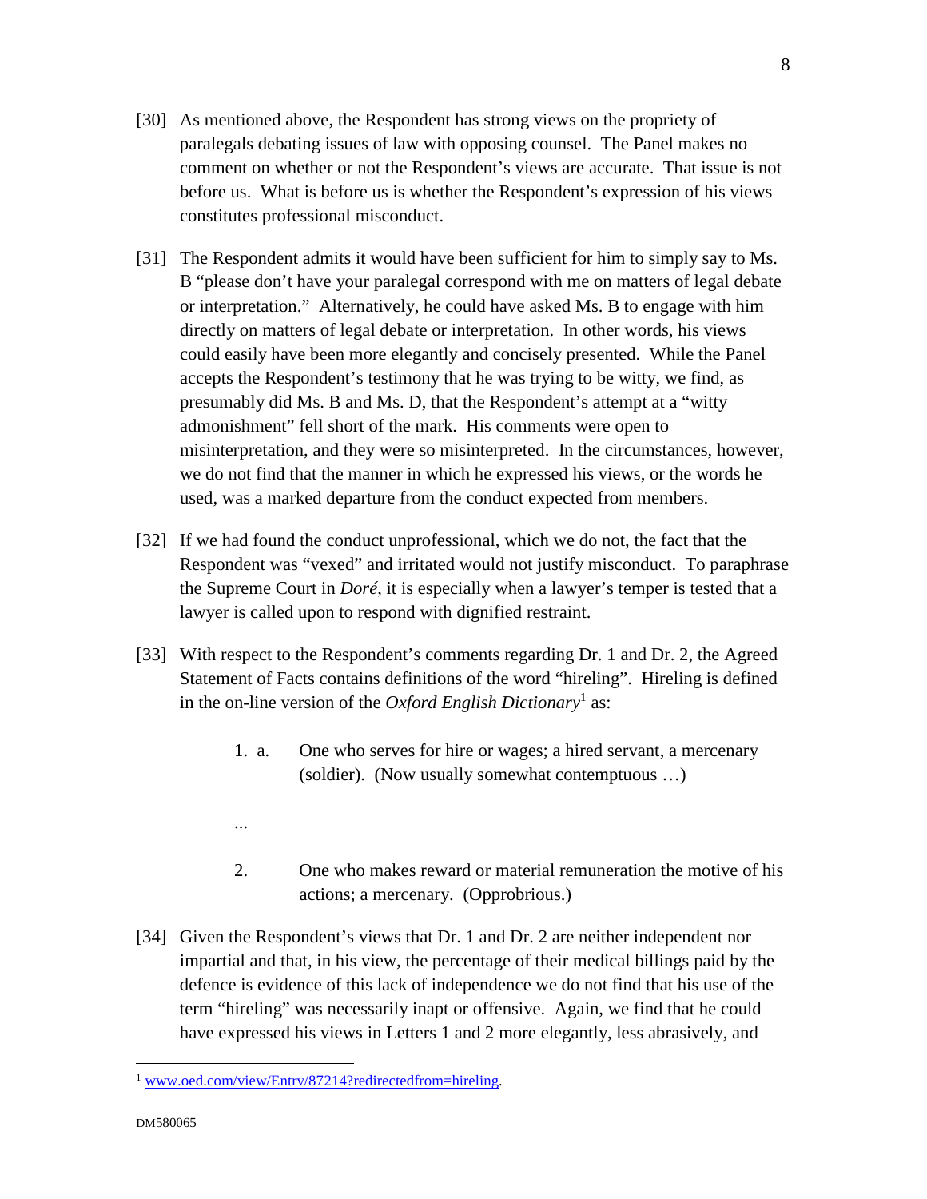[30] As mentioned above, the Respondent has strong views on the propriety of paralegals debating issues of law with opposing counsel. The Panel makes no comment on whether or not the Respondent's views are accurate. That issue is not before us. What is before us is whether the Respondent's expression of his views constitutes professional misconduct.

[31] The Respondent admits it would have been sufficient for him to simply say to Ms. B "please don't have your paralegal correspond with me on matters of legal debate or interpretation." Alternatively, he could have asked Ms. B to engage with him directly on matters of legal debate or interpretation. In other words, his views could easily have been more elegantly and concisely presented. While the Panel accepts the Respondent's testimony that he was trying to be witty, we find, as presumably did Ms. B and Ms. D, that the Respondent's attempt at a "witty admonishment" fell short of the mark. His comments were open to misinterpretation, and they were so misinterpreted. In the circumstances, however, we do not find that the manner in which he expressed his views, or the words he used, was a marked departure from the conduct expected from members.

[32] If we had found the conduct unprofessional, which we do not, the fact that the Respondent was "vexed" and irritated would not justify misconduct. To paraphrase the Supreme Court in *Doré*, it is especially when a lawyer's temper is tested that a lawyer is called upon to respond with dignified restraint.

[33] With respect to the Respondent's comments regarding Dr. 1 and Dr. 2, the Agreed Statement of Facts contains definitions of the word "hireling". Hireling is defined in the on-line version of the *Oxford English Dictionary*[1] as:

> 1. a. One who serves for hire or wages; a hired servant, a mercenary (soldier). (Now usually somewhat contemptuous …)
>
> ...
>
> 2. One who makes reward or material remuneration the motive of his actions; a mercenary. (Opprobrious.)

[34] Given the Respondent's views that Dr. 1 and Dr. 2 are neither independent nor impartial and that, in his view, the percentage of their medical billings paid by the defence is evidence of this lack of independence we do not find that his use of the term "hireling" was necessarily inapt or offensive. Again, we find that he could have expressed his views in Letters 1 and 2 more elegantly, less abrasively, and

---

[1] www.oed.com/view/Entrv/87214?redirectedfrom=hireling.

DM580065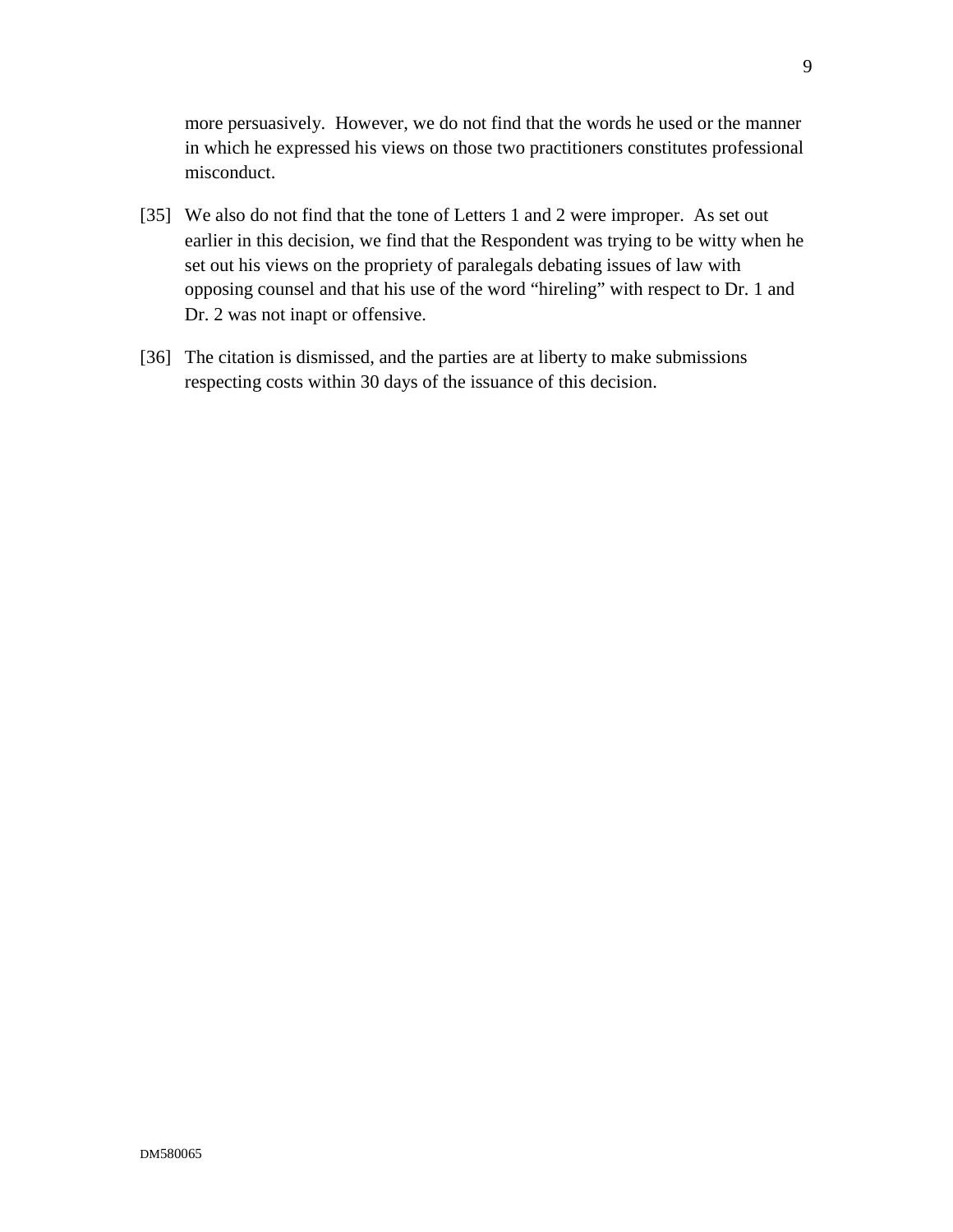more persuasively. However, we do not find that the words he used or the manner in which he expressed his views on those two practitioners constitutes professional misconduct.

[35] We also do not find that the tone of Letters 1 and 2 were improper. As set out earlier in this decision, we find that the Respondent was trying to be witty when he set out his views on the propriety of paralegals debating issues of law with opposing counsel and that his use of the word "hireling" with respect to Dr. 1 and Dr. 2 was not inapt or offensive.

[36] The citation is dismissed, and the parties are at liberty to make submissions respecting costs within 30 days of the issuance of this decision.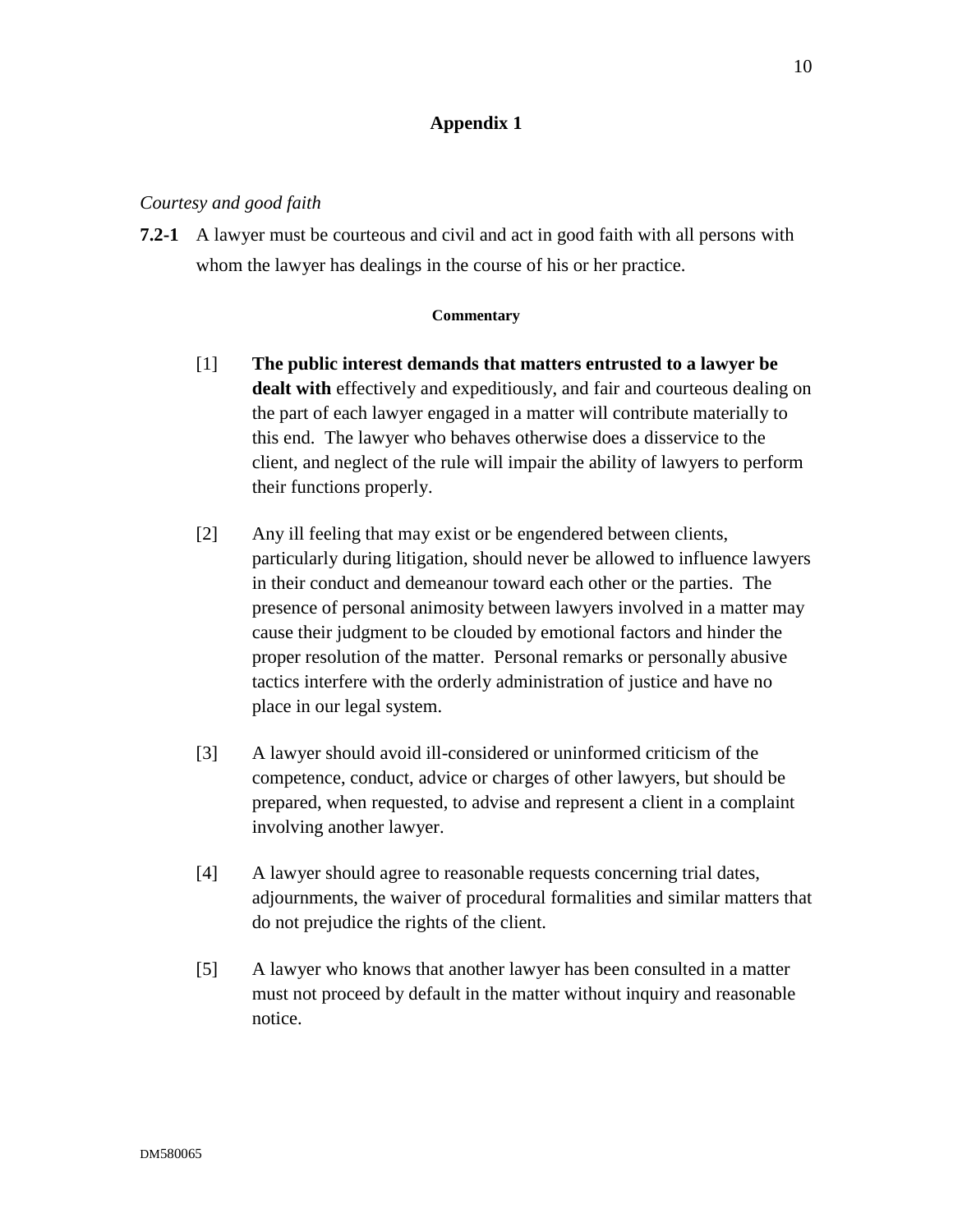## Appendix 1

*Courtesy and good faith*

**7.2-1** A lawyer must be courteous and civil and act in good faith with all persons with whom the lawyer has dealings in the course of his or her practice.

**Commentary**

[1] **The public interest demands that matters entrusted to a lawyer be dealt with** effectively and expeditiously, and fair and courteous dealing on the part of each lawyer engaged in a matter will contribute materially to this end. The lawyer who behaves otherwise does a disservice to the client, and neglect of the rule will impair the ability of lawyers to perform their functions properly.

[2] Any ill feeling that may exist or be engendered between clients, particularly during litigation, should never be allowed to influence lawyers in their conduct and demeanour toward each other or the parties. The presence of personal animosity between lawyers involved in a matter may cause their judgment to be clouded by emotional factors and hinder the proper resolution of the matter. Personal remarks or personally abusive tactics interfere with the orderly administration of justice and have no place in our legal system.

[3] A lawyer should avoid ill-considered or uninformed criticism of the competence, conduct, advice or charges of other lawyers, but should be prepared, when requested, to advise and represent a client in a complaint involving another lawyer.

[4] A lawyer should agree to reasonable requests concerning trial dates, adjournments, the waiver of procedural formalities and similar matters that do not prejudice the rights of the client.

[5] A lawyer who knows that another lawyer has been consulted in a matter must not proceed by default in the matter without inquiry and reasonable notice.

DM580065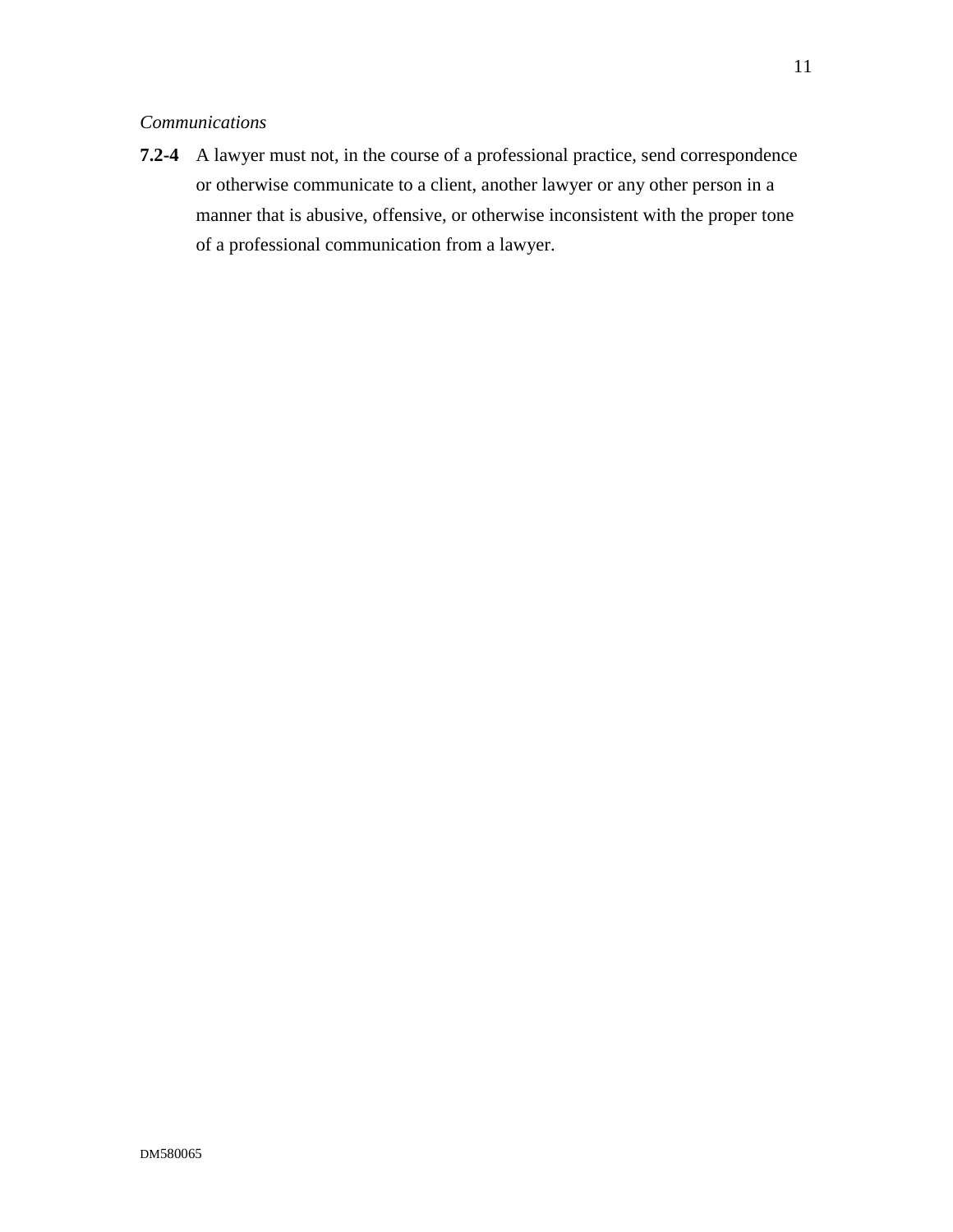*Communications*

**7.2-4** A lawyer must not, in the course of a professional practice, send correspondence or otherwise communicate to a client, another lawyer or any other person in a manner that is abusive, offensive, or otherwise inconsistent with the proper tone of a professional communication from a lawyer.